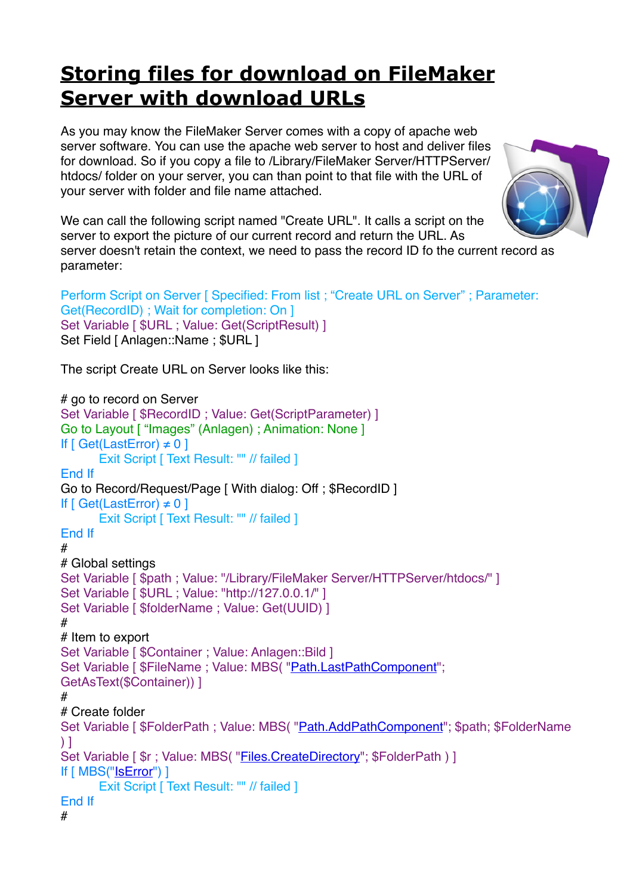# Storing files for download on FileMaker Server with download URLs

As you may know the FileMaker Server comes with a copy of apache web server software. You can use the apache web server to host and deliver files for download. So if you copy a file to /Library/FileMaker Server/HTTPServer/htdocs/ folder on your server, you can than point to that file with the URL of your server with folder and file name attached.

We can call the following script named "Create URL". It calls a script on the server to export the picture of our current record and return the URL. As server doesn't retain the context, we need to pass the record ID fo the current record as parameter:

```
Perform Script on Server [ Specified: From list ; "Create URL on Server" ; Parameter: Get(RecordID) ; Wait for completion: On ]
Set Variable [ $URL ; Value: Get(ScriptResult) ]
Set Field [ Anlagen::Name ; $URL ]
```

The script Create URL on Server looks like this:

```
# go to record on Server
Set Variable [ $RecordID ; Value: Get(ScriptParameter) ]
Go to Layout [ "Images" (Anlagen) ; Animation: None ]
If [ Get(LastError) ≠ 0 ]
	Exit Script [ Text Result: "" // failed ]
End If
Go to Record/Request/Page [ With dialog: Off ; $RecordID ]
If [ Get(LastError) ≠ 0 ]
	Exit Script [ Text Result: "" // failed ]
End If
#
# Global settings
Set Variable [ $path ; Value: "/Library/FileMaker Server/HTTPServer/htdocs/" ]
Set Variable [ $URL ; Value: "http://127.0.0.1/" ]
Set Variable [ $folderName ; Value: Get(UUID) ]
#
# Item to export
Set Variable [ $Container ; Value: Anlagen::Bild ]
Set Variable [ $FileName ; Value: MBS( "Path.LastPathComponent"; GetAsText($Container)) ]
#
# Create folder
Set Variable [ $FolderPath ; Value: MBS( "Path.AddPathComponent"; $path; $FolderName ) ]
Set Variable [ $r ; Value: MBS( "Files.CreateDirectory"; $FolderPath ) ]
If [ MBS("IsError") ]
	Exit Script [ Text Result: "" // failed ]
End If
#
```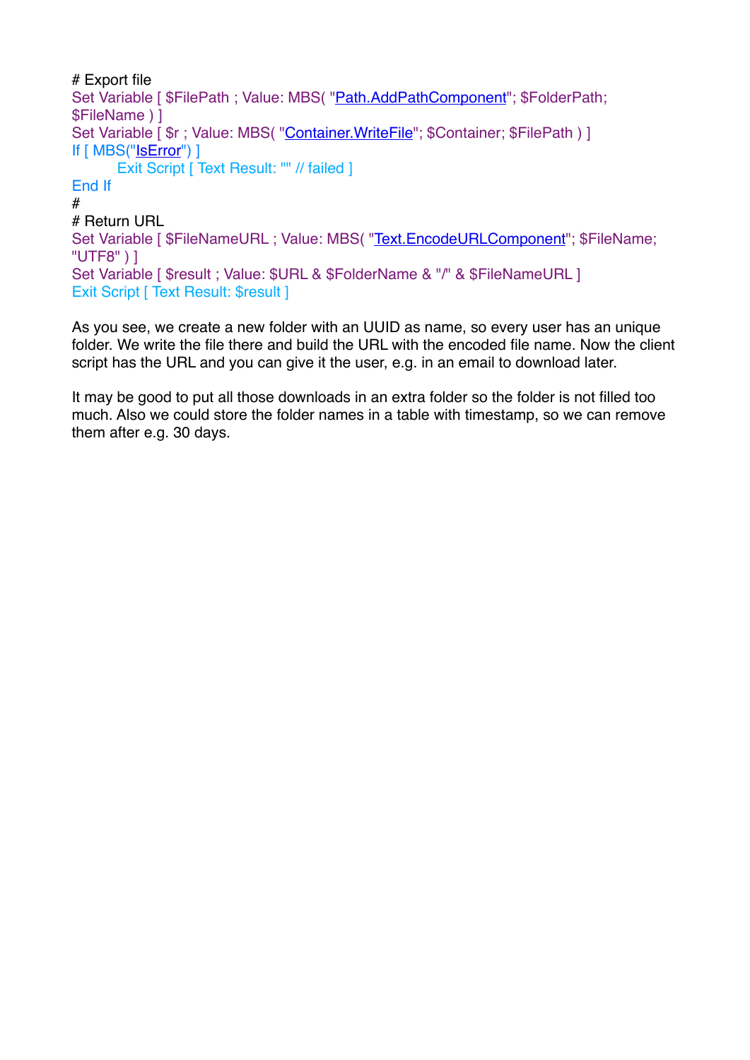```
# Export file
Set Variable [ $FilePath ; Value: MBS( "Path.AddPathComponent"; $FolderPath; $FileName ) ]
Set Variable [ $r ; Value: MBS( "Container.WriteFile"; $Container; $FilePath ) ]
If [ MBS("IsError") ]
	Exit Script [ Text Result: "" // failed ]
End If
#
# Return URL
Set Variable [ $FileNameURL ; Value: MBS( "Text.EncodeURLComponent"; $FileName; "UTF8" ) ]
Set Variable [ $result ; Value: $URL & $FolderName & "/" & $FileNameURL ]
Exit Script [ Text Result: $result ]
```

As you see, we create a new folder with an UUID as name, so every user has an unique folder. We write the file there and build the URL with the encoded file name. Now the client script has the URL and you can give it the user, e.g. in an email to download later.

It may be good to put all those downloads in an extra folder so the folder is not filled too much. Also we could store the folder names in a table with timestamp, so we can remove them after e.g. 30 days.